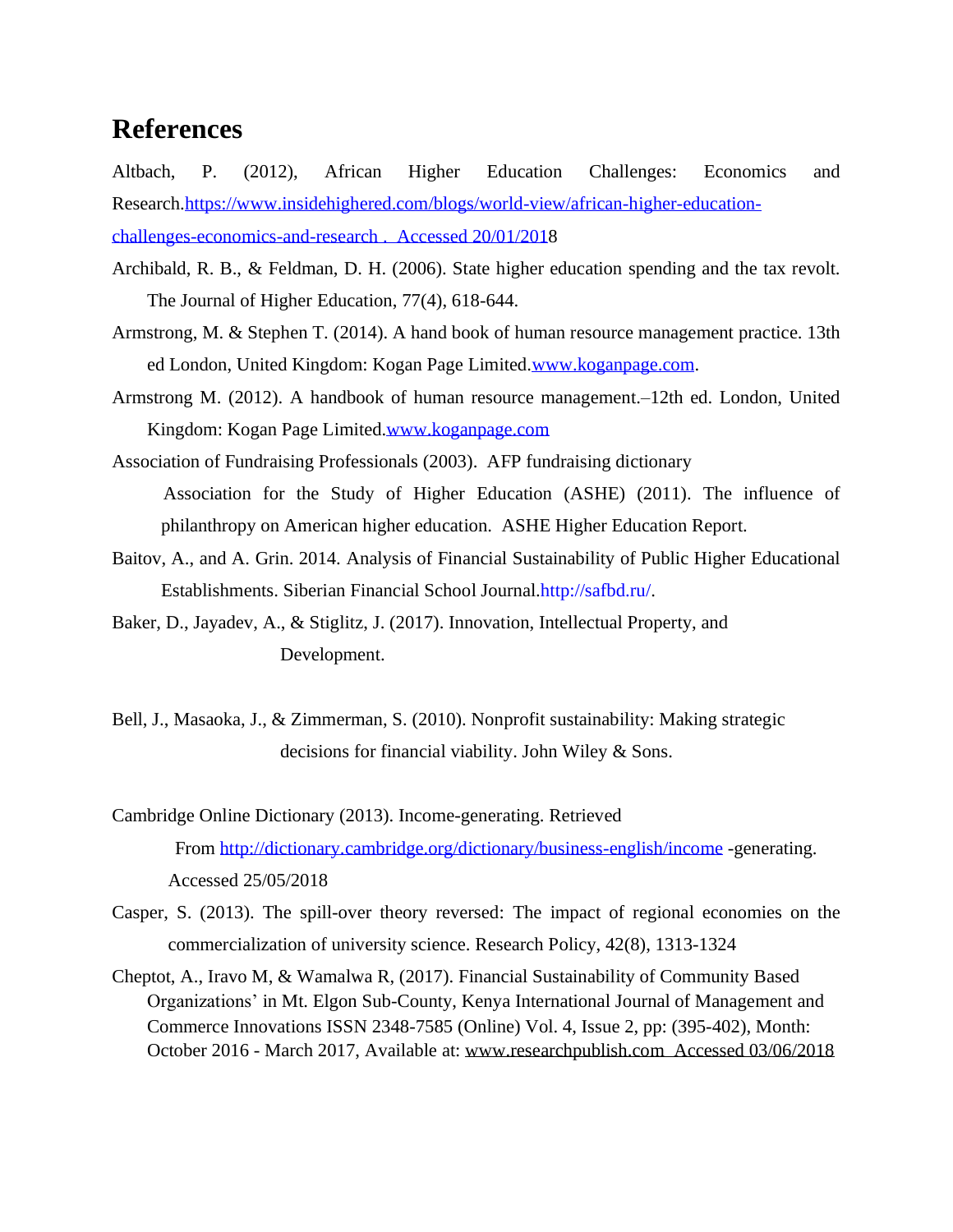# References

Altbach, P. (2012), African Higher Education Challenges: Economics and Research.https://www.insidehighered.com/blogs/world-view/african-higher-education-challenges-economics-and-research . Accessed 20/01/2018

Archibald, R. B., & Feldman, D. H. (2006). State higher education spending and the tax revolt. The Journal of Higher Education, 77(4), 618-644.

Armstrong, M. & Stephen T. (2014). A hand book of human resource management practice. 13th ed London, United Kingdom: Kogan Page Limited.www.koganpage.com.

Armstrong M. (2012). A handbook of human resource management.–12th ed. London, United Kingdom: Kogan Page Limited.www.koganpage.com

Association of Fundraising Professionals (2003). AFP fundraising dictionary

Association for the Study of Higher Education (ASHE) (2011). The influence of philanthropy on American higher education. ASHE Higher Education Report.

Baitov, A., and A. Grin. 2014. Analysis of Financial Sustainability of Public Higher Educational Establishments. Siberian Financial School Journal.http://safbd.ru/.

Baker, D., Jayadev, A., & Stiglitz, J. (2017). Innovation, Intellectual Property, and Development.

Bell, J., Masaoka, J., & Zimmerman, S. (2010). Nonprofit sustainability: Making strategic decisions for financial viability. John Wiley & Sons.

Cambridge Online Dictionary (2013). Income-generating. Retrieved From http://dictionary.cambridge.org/dictionary/business-english/income -generating. Accessed 25/05/2018

Casper, S. (2013). The spill-over theory reversed: The impact of regional economies on the commercialization of university science. Research Policy, 42(8), 1313-1324

Cheptot, A., Iravo M, & Wamalwa R, (2017). Financial Sustainability of Community Based Organizations' in Mt. Elgon Sub-County, Kenya International Journal of Management and Commerce Innovations ISSN 2348-7585 (Online) Vol. 4, Issue 2, pp: (395-402), Month: October 2016 - March 2017, Available at: www.researchpublish.com Accessed 03/06/2018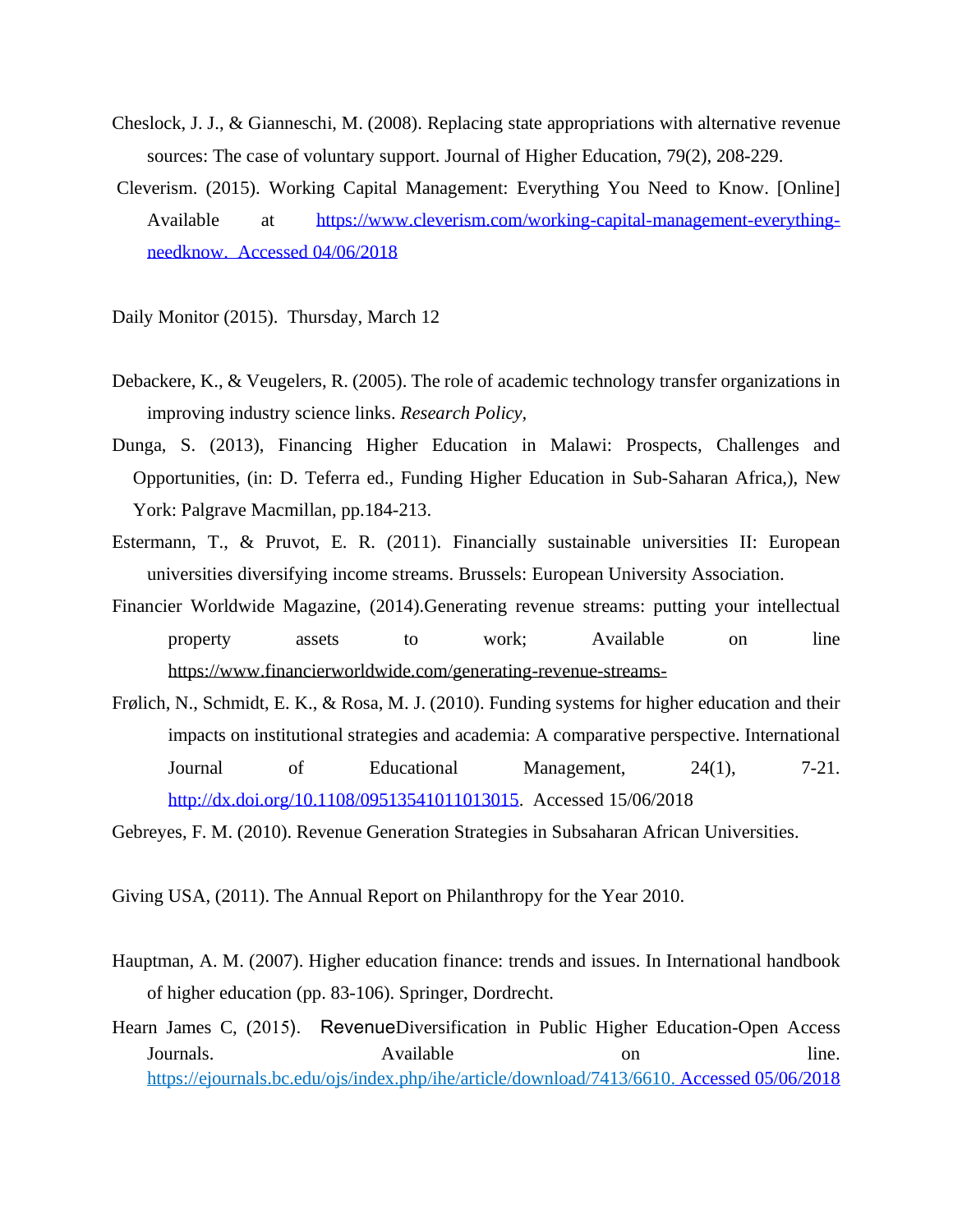Cheslock, J. J., & Gianneschi, M. (2008). Replacing state appropriations with alternative revenue sources: The case of voluntary support. Journal of Higher Education, 79(2), 208-229.

Cleverism. (2015). Working Capital Management: Everything You Need to Know. [Online] Available at https://www.cleverism.com/working-capital-management-everything-needknow. Accessed 04/06/2018

Daily Monitor (2015). Thursday, March 12

Debackere, K., & Veugelers, R. (2005). The role of academic technology transfer organizations in improving industry science links. *Research Policy*,

Dunga, S. (2013), Financing Higher Education in Malawi: Prospects, Challenges and Opportunities, (in: D. Teferra ed., Funding Higher Education in Sub-Saharan Africa,), New York: Palgrave Macmillan, pp.184-213.

Estermann, T., & Pruvot, E. R. (2011). Financially sustainable universities II: European universities diversifying income streams. Brussels: European University Association.

Financier Worldwide Magazine, (2014).Generating revenue streams: putting your intellectual property assets to work; Available on line https://www.financierworldwide.com/generating-revenue-streams-

Frølich, N., Schmidt, E. K., & Rosa, M. J. (2010). Funding systems for higher education and their impacts on institutional strategies and academia: A comparative perspective. International Journal of Educational Management, 24(1), 7-21. http://dx.doi.org/10.1108/09513541011013015. Accessed 15/06/2018

Gebreyes, F. M. (2010). Revenue Generation Strategies in Subsaharan African Universities.

Giving USA, (2011). The Annual Report on Philanthropy for the Year 2010.

Hauptman, A. M. (2007). Higher education finance: trends and issues. In International handbook of higher education (pp. 83-106). Springer, Dordrecht.

Hearn James C, (2015). RevenueDiversification in Public Higher Education-Open Access Journals. Available on line. https://ejournals.bc.edu/ojs/index.php/ihe/article/download/7413/6610. Accessed 05/06/2018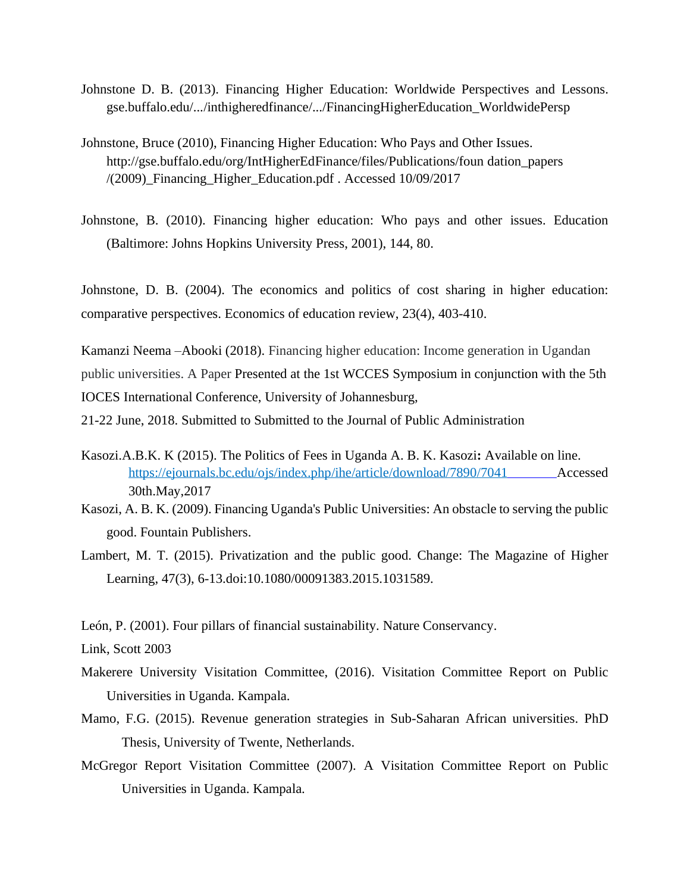Johnstone D. B. (2013). Financing Higher Education: Worldwide Perspectives and Lessons. gse.buffalo.edu/.../inthigheredfinance/.../FinancingHigherEducation_WorldwidePersp

Johnstone, Bruce (2010), Financing Higher Education: Who Pays and Other Issues. http://gse.buffalo.edu/org/IntHigherEdFinance/files/Publications/foun dation_papers /(2009)_Financing_Higher_Education.pdf . Accessed 10/09/2017

Johnstone, B. (2010). Financing higher education: Who pays and other issues. Education (Baltimore: Johns Hopkins University Press, 2001), 144, 80.

Johnstone, D. B. (2004). The economics and politics of cost sharing in higher education: comparative perspectives. Economics of education review, 23(4), 403-410.

Kamanzi Neema –Abooki (2018). Financing higher education: Income generation in Ugandan public universities. A Paper Presented at the 1st WCCES Symposium in conjunction with the 5th IOCES International Conference, University of Johannesburg,
21-22 June, 2018. Submitted to Submitted to the Journal of Public Administration

Kasozi.A.B.K. K (2015). The Politics of Fees in Uganda A. B. K. Kasozi**:** Available on line. https://ejournals.bc.edu/ojs/index.php/ihe/article/download/7890/7041 Accessed 30th.May,2017

Kasozi, A. B. K. (2009). Financing Uganda's Public Universities: An obstacle to serving the public good. Fountain Publishers.

Lambert, M. T. (2015). Privatization and the public good. Change: The Magazine of Higher Learning, 47(3), 6-13.doi:10.1080/00091383.2015.1031589.

León, P. (2001). Four pillars of financial sustainability. Nature Conservancy.

Link, Scott 2003

Makerere University Visitation Committee, (2016). Visitation Committee Report on Public Universities in Uganda. Kampala.

Mamo, F.G. (2015). Revenue generation strategies in Sub-Saharan African universities. PhD Thesis, University of Twente, Netherlands.

McGregor Report Visitation Committee (2007). A Visitation Committee Report on Public Universities in Uganda. Kampala.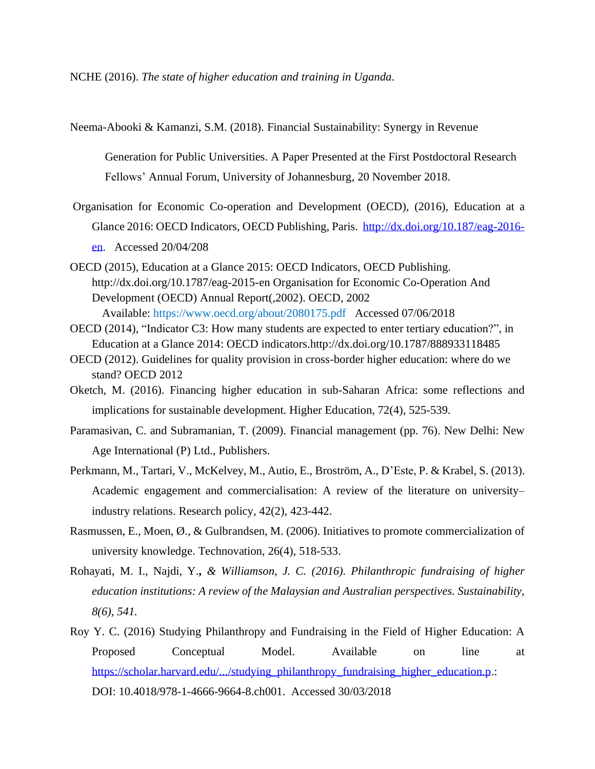NCHE (2016). *The state of higher education and training in Uganda*.

Neema-Abooki & Kamanzi, S.M. (2018). Financial Sustainability: Synergy in Revenue Generation for Public Universities. A Paper Presented at the First Postdoctoral Research Fellows' Annual Forum, University of Johannesburg, 20 November 2018.

Organisation for Economic Co-operation and Development (OECD), (2016), Education at a Glance 2016: OECD Indicators, OECD Publishing, Paris. http://dx.doi.org/10.187/eag-2016-en. Accessed 20/04/208

OECD (2015), Education at a Glance 2015: OECD Indicators, OECD Publishing. http://dx.doi.org/10.1787/eag-2015-en Organisation for Economic Co-Operation And Development (OECD) Annual Report(,2002). OECD, 2002 Available: https://www.oecd.org/about/2080175.pdf Accessed 07/06/2018

OECD (2014), "Indicator C3: How many students are expected to enter tertiary education?", in Education at a Glance 2014: OECD indicators.http://dx.doi.org/10.1787/888933118485

OECD (2012). Guidelines for quality provision in cross-border higher education: where do we stand? OECD 2012

Oketch, M. (2016). Financing higher education in sub-Saharan Africa: some reflections and implications for sustainable development. Higher Education, 72(4), 525-539.

Paramasivan, C. and Subramanian, T. (2009). Financial management (pp. 76). New Delhi: New Age International (P) Ltd., Publishers.

Perkmann, M., Tartari, V., McKelvey, M., Autio, E., Broström, A., D'Este, P. & Krabel, S. (2013). Academic engagement and commercialisation: A review of the literature on university–industry relations. Research policy, 42(2), 423-442.

Rasmussen, E., Moen, Ø., & Gulbrandsen, M. (2006). Initiatives to promote commercialization of university knowledge. Technovation, 26(4), 518-533.

Rohayati, M. I., Najdi, Y.**,** *& Williamson, J. C. (2016). Philanthropic fundraising of higher education institutions: A review of the Malaysian and Australian perspectives. Sustainability, 8(6), 541.*

Roy Y. C. (2016) Studying Philanthropy and Fundraising in the Field of Higher Education: A Proposed Conceptual Model. Available on line at https://scholar.harvard.edu/.../studying_philanthropy_fundraising_higher_education.p.: DOI: 10.4018/978-1-4666-9664-8.ch001. Accessed 30/03/2018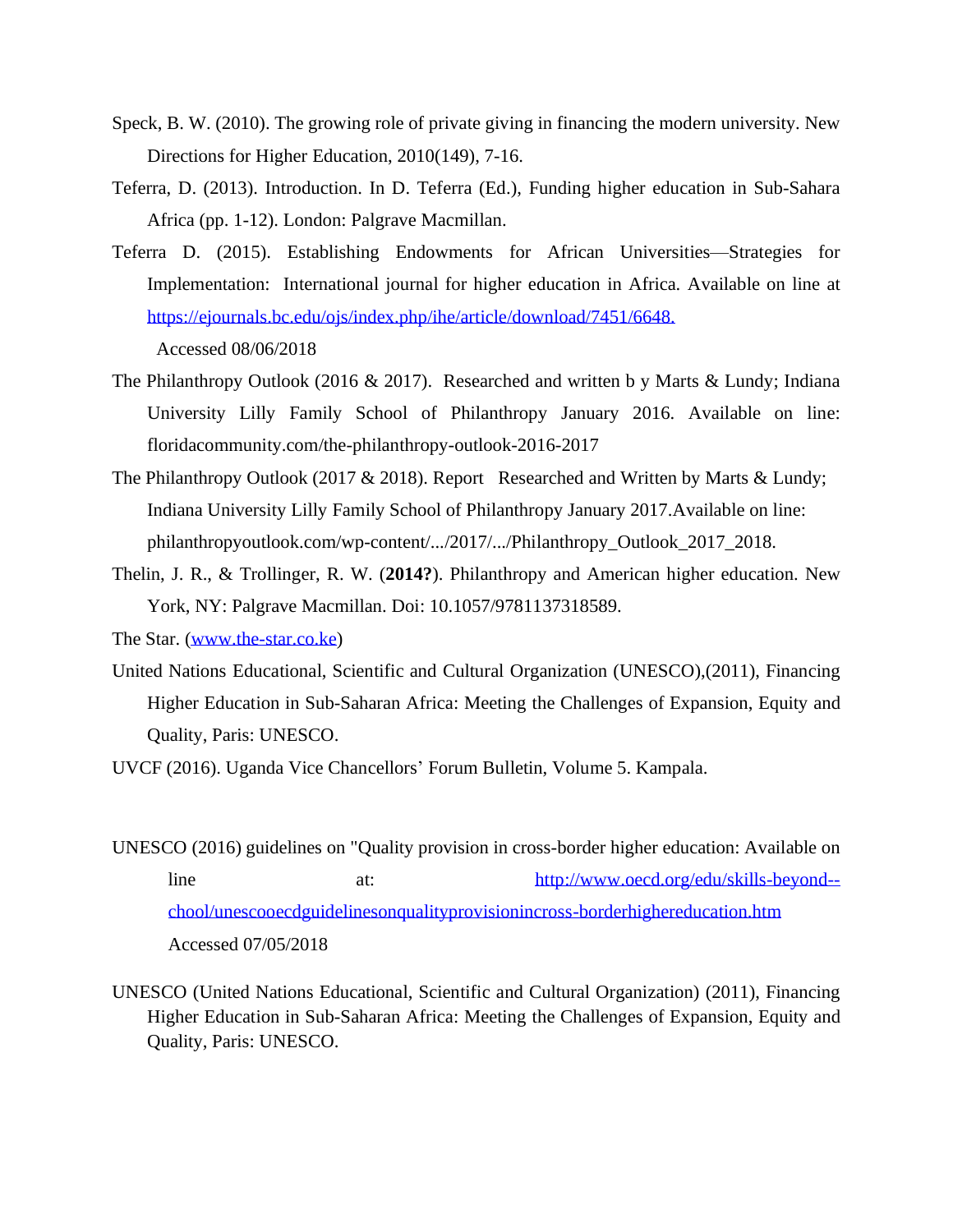Speck, B. W. (2010). The growing role of private giving in financing the modern university. New Directions for Higher Education, 2010(149), 7-16.

Teferra, D. (2013). Introduction. In D. Teferra (Ed.), Funding higher education in Sub-Sahara Africa (pp. 1-12). London: Palgrave Macmillan.

Teferra D. (2015). Establishing Endowments for African Universities—Strategies for Implementation: International journal for higher education in Africa. Available on line at https://ejournals.bc.edu/ojs/index.php/ihe/article/download/7451/6648. Accessed 08/06/2018

The Philanthropy Outlook (2016 & 2017). Researched and written b y Marts & Lundy; Indiana University Lilly Family School of Philanthropy January 2016. Available on line: floridacommunity.com/the-philanthropy-outlook-2016-2017

The Philanthropy Outlook (2017 & 2018). Report Researched and Written by Marts & Lundy; Indiana University Lilly Family School of Philanthropy January 2017.Available on line: philanthropyoutlook.com/wp-content/.../2017/.../Philanthropy_Outlook_2017_2018.

Thelin, J. R., & Trollinger, R. W. (**2014?**). Philanthropy and American higher education. New York, NY: Palgrave Macmillan. Doi: 10.1057/9781137318589.

The Star. (www.the-star.co.ke)

United Nations Educational, Scientific and Cultural Organization (UNESCO),(2011), Financing Higher Education in Sub-Saharan Africa: Meeting the Challenges of Expansion, Equity and Quality, Paris: UNESCO.

UVCF (2016). Uganda Vice Chancellors' Forum Bulletin, Volume 5. Kampala.

UNESCO (2016) guidelines on "Quality provision in cross-border higher education: Available on line at: http://www.oecd.org/edu/skills-beyond--chool/unescooecdguidelinesonqualityprovisionincross-borderhighereducation.htm Accessed 07/05/2018

UNESCO (United Nations Educational, Scientific and Cultural Organization) (2011), Financing Higher Education in Sub-Saharan Africa: Meeting the Challenges of Expansion, Equity and Quality, Paris: UNESCO.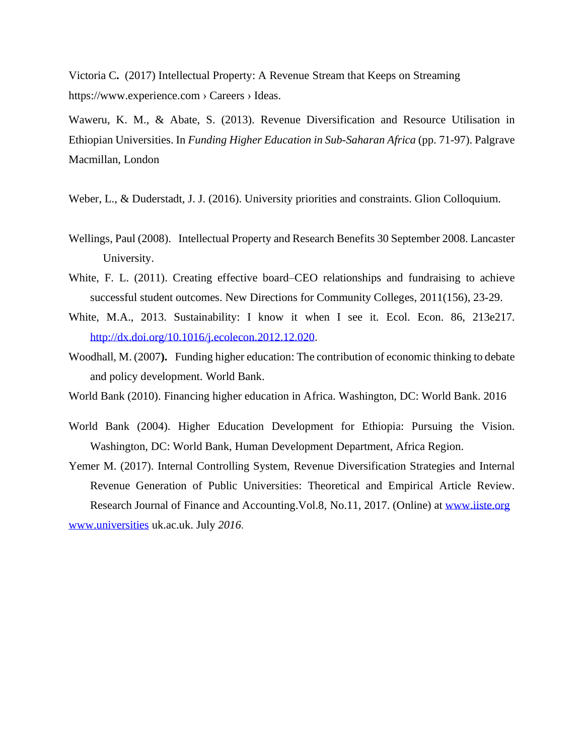Victoria C**.** (2017) Intellectual Property: A Revenue Stream that Keeps on Streaming https://www.experience.com › Careers › Ideas.

Waweru, K. M., & Abate, S. (2013). Revenue Diversification and Resource Utilisation in Ethiopian Universities. In *Funding Higher Education in Sub-Saharan Africa* (pp. 71-97). Palgrave Macmillan, London

Weber, L., & Duderstadt, J. J. (2016). University priorities and constraints. Glion Colloquium.

Wellings, Paul (2008). Intellectual Property and Research Benefits 30 September 2008. Lancaster University.

White, F. L. (2011). Creating effective board–CEO relationships and fundraising to achieve successful student outcomes. New Directions for Community Colleges, 2011(156), 23-29.

White, M.A., 2013. Sustainability: I know it when I see it. Ecol. Econ. 86, 213e217. http://dx.doi.org/10.1016/j.ecolecon.2012.12.020.

Woodhall, M. (2007**).** Funding higher education: The contribution of economic thinking to debate and policy development. World Bank.

World Bank (2010). Financing higher education in Africa. Washington, DC: World Bank. 2016

World Bank (2004). Higher Education Development for Ethiopia: Pursuing the Vision. Washington, DC: World Bank, Human Development Department, Africa Region.

Yemer M. (2017). Internal Controlling System, Revenue Diversification Strategies and Internal Revenue Generation of Public Universities: Theoretical and Empirical Article Review. Research Journal of Finance and Accounting.Vol.8, No.11, 2017. (Online) at www.iiste.org

www.universities uk.ac.uk. July *2016*.